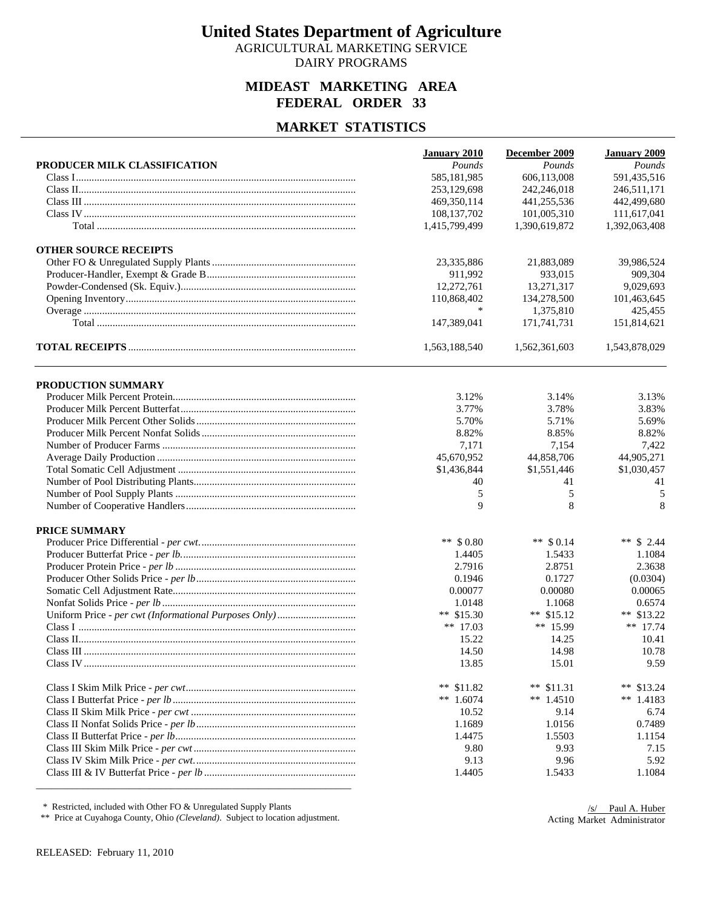# United States Department of Agriculture

AGRICULTURAL MARKETING SERVICE
DAIRY PROGRAMS

## MIDEAST MARKETING AREA
## FEDERAL ORDER 33

## MARKET STATISTICS

| | January 2010 | December 2009 | January 2009 |
|---|---|---|---|
| **PRODUCER MILK CLASSIFICATION** | *Pounds* | *Pounds* | *Pounds* |
| Class I | 585,181,985 | 606,113,008 | 591,435,516 |
| Class II | 253,129,698 | 242,246,018 | 246,511,171 |
| Class III | 469,350,114 | 441,255,536 | 442,499,680 |
| Class IV | 108,137,702 | 101,005,310 | 111,617,041 |
| Total | 1,415,799,499 | 1,390,619,872 | 1,392,063,408 |
| **OTHER SOURCE RECEIPTS** | | | |
| Other FO & Unregulated Supply Plants | 23,335,886 | 21,883,089 | 39,986,524 |
| Producer-Handler, Exempt & Grade B | 911,992 | 933,015 | 909,304 |
| Powder-Condensed (Sk. Equiv.) | 12,272,761 | 13,271,317 | 9,029,693 |
| Opening Inventory | 110,868,402 | 134,278,500 | 101,463,645 |
| Overage | * | 1,375,810 | 425,455 |
| Total | 147,389,041 | 171,741,731 | 151,814,621 |
| **TOTAL RECEIPTS** | 1,563,188,540 | 1,562,361,603 | 1,543,878,029 |
| **PRODUCTION SUMMARY** | | | |
| Producer Milk Percent Protein | 3.12% | 3.14% | 3.13% |
| Producer Milk Percent Butterfat | 3.77% | 3.78% | 3.83% |
| Producer Milk Percent Other Solids | 5.70% | 5.71% | 5.69% |
| Producer Milk Percent Nonfat Solids | 8.82% | 8.85% | 8.82% |
| Number of Producer Farms | 7,171 | 7,154 | 7,422 |
| Average Daily Production | 45,670,952 | 44,858,706 | 44,905,271 |
| Total Somatic Cell Adjustment | $1,436,844 | $1,551,446 | $1,030,457 |
| Number of Pool Distributing Plants | 40 | 41 | 41 |
| Number of Pool Supply Plants | 5 | 5 | 5 |
| Number of Cooperative Handlers | 9 | 8 | 8 |
| **PRICE SUMMARY** | | | |
| Producer Price Differential - *per cwt.* | ** $ 0.80 | ** $ 0.14 | ** $ 2.44 |
| Producer Butterfat Price - *per lb.* | 1.4405 | 1.5433 | 1.1084 |
| Producer Protein Price - *per lb* | 2.7916 | 2.8751 | 2.3638 |
| Producer Other Solids Price - *per lb* | 0.1946 | 0.1727 | (0.0304) |
| Somatic Cell Adjustment Rate | 0.00077 | 0.00080 | 0.00065 |
| Nonfat Solids Price - *per lb* | 1.0148 | 1.1068 | 0.6574 |
| Uniform Price - *per cwt (Informational Purposes Only)* | ** $15.30 | ** $15.12 | ** $13.22 |
| Class I | ** 17.03 | ** 15.99 | ** 17.74 |
| Class II | 15.22 | 14.25 | 10.41 |
| Class III | 14.50 | 14.98 | 10.78 |
| Class IV | 13.85 | 15.01 | 9.59 |
| Class I Skim Milk Price - *per cwt* | ** $11.82 | ** $11.31 | ** $13.24 |
| Class I Butterfat Price - *per lb* | ** 1.6074 | ** 1.4510 | ** 1.4183 |
| Class II Skim Milk Price - *per cwt* | 10.52 | 9.14 | 6.74 |
| Class II Nonfat Solids Price - *per lb* | 1.1689 | 1.0156 | 0.7489 |
| Class II Butterfat Price - *per lb* | 1.4475 | 1.5503 | 1.1154 |
| Class III Skim Milk Price - *per cwt* | 9.80 | 9.93 | 7.15 |
| Class IV Skim Milk Price - *per cwt.* | 9.13 | 9.96 | 5.92 |
| Class III & IV Butterfat Price - *per lb* | 1.4405 | 1.5433 | 1.1084 |

\* Restricted, included with Other FO & Unregulated Supply Plants
** Price at Cuyahoga County, Ohio *(Cleveland)*. Subject to location adjustment.

/s/ Paul A. Huber
Acting Market Administrator

RELEASED: February 11, 2010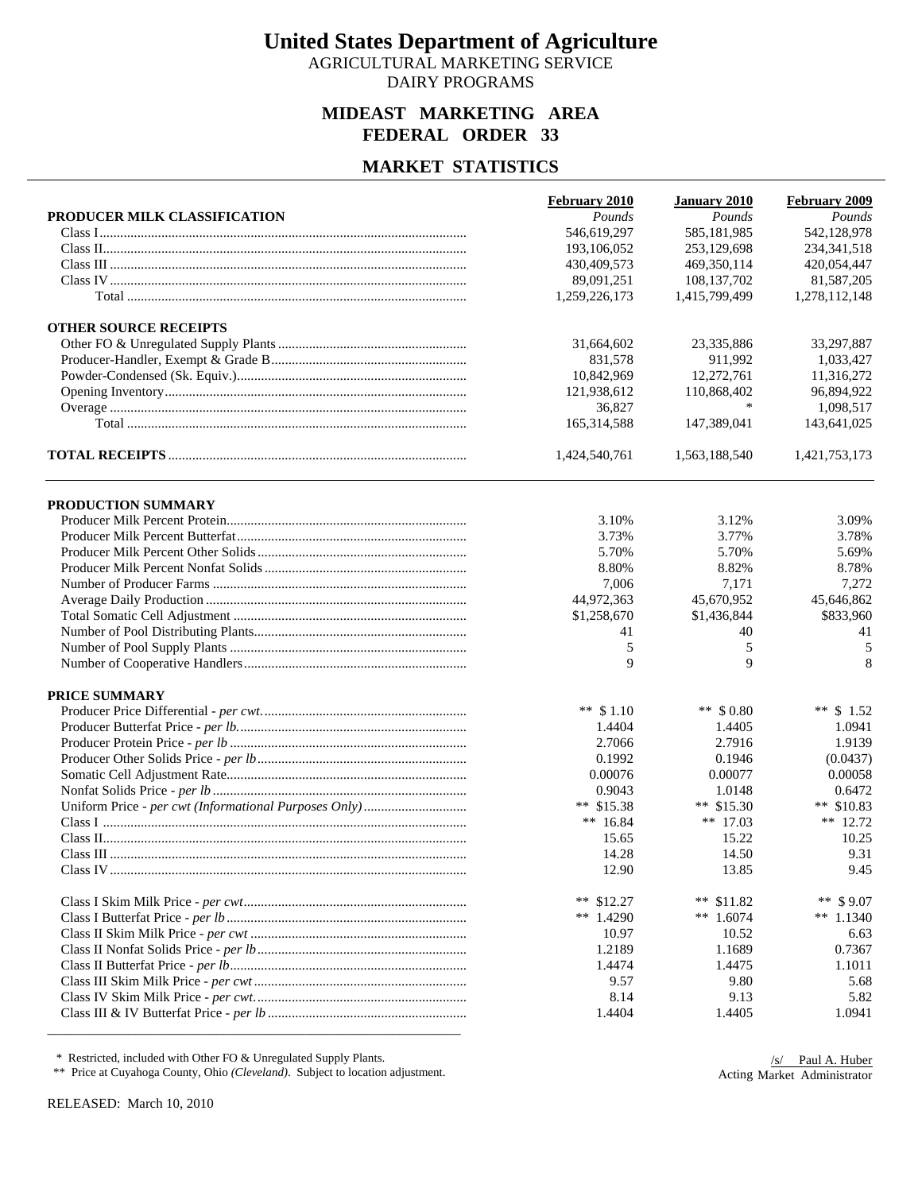# United States Department of Agriculture

AGRICULTURAL MARKETING SERVICE
DAIRY PROGRAMS

## MIDEAST MARKETING AREA
## FEDERAL ORDER 33

## MARKET STATISTICS

| | February 2010 | January 2010 | February 2009 |
|---|---|---|---|
| **PRODUCER MILK CLASSIFICATION** | *Pounds* | *Pounds* | *Pounds* |
| Class I | 546,619,297 | 585,181,985 | 542,128,978 |
| Class II | 193,106,052 | 253,129,698 | 234,341,518 |
| Class III | 430,409,573 | 469,350,114 | 420,054,447 |
| Class IV | 89,091,251 | 108,137,702 | 81,587,205 |
| Total | 1,259,226,173 | 1,415,799,499 | 1,278,112,148 |
| **OTHER SOURCE RECEIPTS** | | | |
| Other FO & Unregulated Supply Plants | 31,664,602 | 23,335,886 | 33,297,887 |
| Producer-Handler, Exempt & Grade B | 831,578 | 911,992 | 1,033,427 |
| Powder-Condensed (Sk. Equiv.) | 10,842,969 | 12,272,761 | 11,316,272 |
| Opening Inventory | 121,938,612 | 110,868,402 | 96,894,922 |
| Overage | 36,827 | * | 1,098,517 |
| Total | 165,314,588 | 147,389,041 | 143,641,025 |
| **TOTAL RECEIPTS** | 1,424,540,761 | 1,563,188,540 | 1,421,753,173 |

| | February 2010 | January 2010 | February 2009 |
|---|---|---|---|
| **PRODUCTION SUMMARY** | | | |
| Producer Milk Percent Protein | 3.10% | 3.12% | 3.09% |
| Producer Milk Percent Butterfat | 3.73% | 3.77% | 3.78% |
| Producer Milk Percent Other Solids | 5.70% | 5.70% | 5.69% |
| Producer Milk Percent Nonfat Solids | 8.80% | 8.82% | 8.78% |
| Number of Producer Farms | 7,006 | 7,171 | 7,272 |
| Average Daily Production | 44,972,363 | 45,670,952 | 45,646,862 |
| Total Somatic Cell Adjustment | $1,258,670 | $1,436,844 | $833,960 |
| Number of Pool Distributing Plants | 41 | 40 | 41 |
| Number of Pool Supply Plants | 5 | 5 | 5 |
| Number of Cooperative Handlers | 9 | 9 | 8 |
| **PRICE SUMMARY** | | | |
| Producer Price Differential - *per cwt.* | ** $1.10 | ** $0.80 | ** $1.52 |
| Producer Butterfat Price - *per lb.* | 1.4404 | 1.4405 | 1.0941 |
| Producer Protein Price - *per lb* | 2.7066 | 2.7916 | 1.9139 |
| Producer Other Solids Price - *per lb* | 0.1992 | 0.1946 | (0.0437) |
| Somatic Cell Adjustment Rate | 0.00076 | 0.00077 | 0.00058 |
| Nonfat Solids Price - *per lb* | 0.9043 | 1.0148 | 0.6472 |
| Uniform Price - *per cwt (Informational Purposes Only)* | ** $15.38 | ** $15.30 | ** $10.83 |
| Class I | ** 16.84 | ** 17.03 | ** 12.72 |
| Class II | 15.65 | 15.22 | 10.25 |
| Class III | 14.28 | 14.50 | 9.31 |
| Class IV | 12.90 | 13.85 | 9.45 |
| Class I Skim Milk Price - *per cwt* | ** $12.27 | ** $11.82 | ** $9.07 |
| Class I Butterfat Price - *per lb* | ** 1.4290 | ** 1.6074 | ** 1.1340 |
| Class II Skim Milk Price - *per cwt* | 10.97 | 10.52 | 6.63 |
| Class II Nonfat Solids Price - *per lb* | 1.2189 | 1.1689 | 0.7367 |
| Class II Butterfat Price - *per lb* | 1.4474 | 1.4475 | 1.1011 |
| Class III Skim Milk Price - *per cwt* | 9.57 | 9.80 | 5.68 |
| Class IV Skim Milk Price - *per cwt.* | 8.14 | 9.13 | 5.82 |
| Class III & IV Butterfat Price - *per lb* | 1.4404 | 1.4405 | 1.0941 |

\* Restricted, included with Other FO & Unregulated Supply Plants.
** Price at Cuyahoga County, Ohio *(Cleveland)*. Subject to location adjustment.

/s/ Paul A. Huber
Acting Market Administrator

RELEASED: March 10, 2010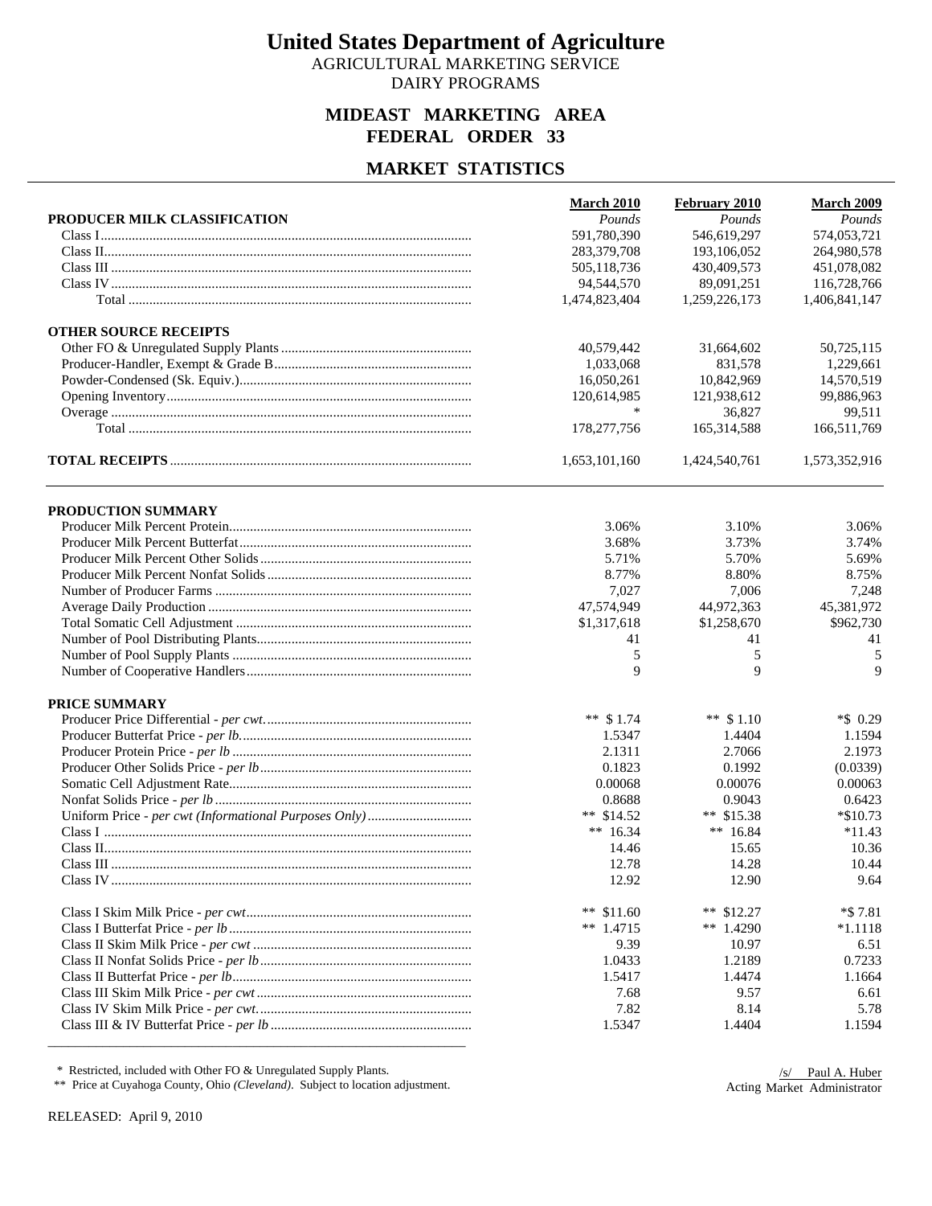# United States Department of Agriculture

AGRICULTURAL MARKETING SERVICE
DAIRY PROGRAMS

## MIDEAST MARKETING AREA
## FEDERAL ORDER 33

## MARKET STATISTICS

| | March 2010 | February 2010 | March 2009 |
|---|---|---|---|
| **PRODUCER MILK CLASSIFICATION** | *Pounds* | *Pounds* | *Pounds* |
| Class I | 591,780,390 | 546,619,297 | 574,053,721 |
| Class II | 283,379,708 | 193,106,052 | 264,980,578 |
| Class III | 505,118,736 | 430,409,573 | 451,078,082 |
| Class IV | 94,544,570 | 89,091,251 | 116,728,766 |
| Total | 1,474,823,404 | 1,259,226,173 | 1,406,841,147 |
| **OTHER SOURCE RECEIPTS** | | | |
| Other FO & Unregulated Supply Plants | 40,579,442 | 31,664,602 | 50,725,115 |
| Producer-Handler, Exempt & Grade B | 1,033,068 | 831,578 | 1,229,661 |
| Powder-Condensed (Sk. Equiv.) | 16,050,261 | 10,842,969 | 14,570,519 |
| Opening Inventory | 120,614,985 | 121,938,612 | 99,886,963 |
| Overage | * | 36,827 | 99,511 |
| Total | 178,277,756 | 165,314,588 | 166,511,769 |
| **TOTAL RECEIPTS** | 1,653,101,160 | 1,424,540,761 | 1,573,352,916 |

| | March 2010 | February 2010 | March 2009 |
|---|---|---|---|
| **PRODUCTION SUMMARY** | | | |
| Producer Milk Percent Protein | 3.06% | 3.10% | 3.06% |
| Producer Milk Percent Butterfat | 3.68% | 3.73% | 3.74% |
| Producer Milk Percent Other Solids | 5.71% | 5.70% | 5.69% |
| Producer Milk Percent Nonfat Solids | 8.77% | 8.80% | 8.75% |
| Number of Producer Farms | 7,027 | 7,006 | 7,248 |
| Average Daily Production | 47,574,949 | 44,972,363 | 45,381,972 |
| Total Somatic Cell Adjustment | $1,317,618 | $1,258,670 | $962,730 |
| Number of Pool Distributing Plants | 41 | 41 | 41 |
| Number of Pool Supply Plants | 5 | 5 | 5 |
| Number of Cooperative Handlers | 9 | 9 | 9 |
| **PRICE SUMMARY** | | | |
| Producer Price Differential - *per cwt.* | ** $1.74 | ** $1.10 | *$ 0.29 |
| Producer Butterfat Price - *per lb.* | 1.5347 | 1.4404 | 1.1594 |
| Producer Protein Price - *per lb* | 2.1311 | 2.7066 | 2.1973 |
| Producer Other Solids Price - *per lb* | 0.1823 | 0.1992 | (0.0339) |
| Somatic Cell Adjustment Rate | 0.00068 | 0.00076 | 0.00063 |
| Nonfat Solids Price - *per lb* | 0.8688 | 0.9043 | 0.6423 |
| Uniform Price - *per cwt (Informational Purposes Only)* | ** $14.52 | ** $15.38 | *$10.73 |
| Class I | ** 16.34 | ** 16.84 | *11.43 |
| Class II | 14.46 | 15.65 | 10.36 |
| Class III | 12.78 | 14.28 | 10.44 |
| Class IV | 12.92 | 12.90 | 9.64 |
| Class I Skim Milk Price - *per cwt* | ** $11.60 | ** $12.27 | *$ 7.81 |
| Class I Butterfat Price - *per lb* | ** 1.4715 | ** 1.4290 | *1.1118 |
| Class II Skim Milk Price - *per cwt* | 9.39 | 10.97 | 6.51 |
| Class II Nonfat Solids Price - *per lb* | 1.0433 | 1.2189 | 0.7233 |
| Class II Butterfat Price - *per lb* | 1.5417 | 1.4474 | 1.1664 |
| Class III Skim Milk Price - *per cwt* | 7.68 | 9.57 | 6.61 |
| Class IV Skim Milk Price - *per cwt.* | 7.82 | 8.14 | 5.78 |
| Class III & IV Butterfat Price - *per lb* | 1.5347 | 1.4404 | 1.1594 |

\* Restricted, included with Other FO & Unregulated Supply Plants.
\*\* Price at Cuyahoga County, Ohio *(Cleveland)*. Subject to location adjustment.

/s/ Paul A. Huber
Acting Market Administrator

RELEASED: April 9, 2010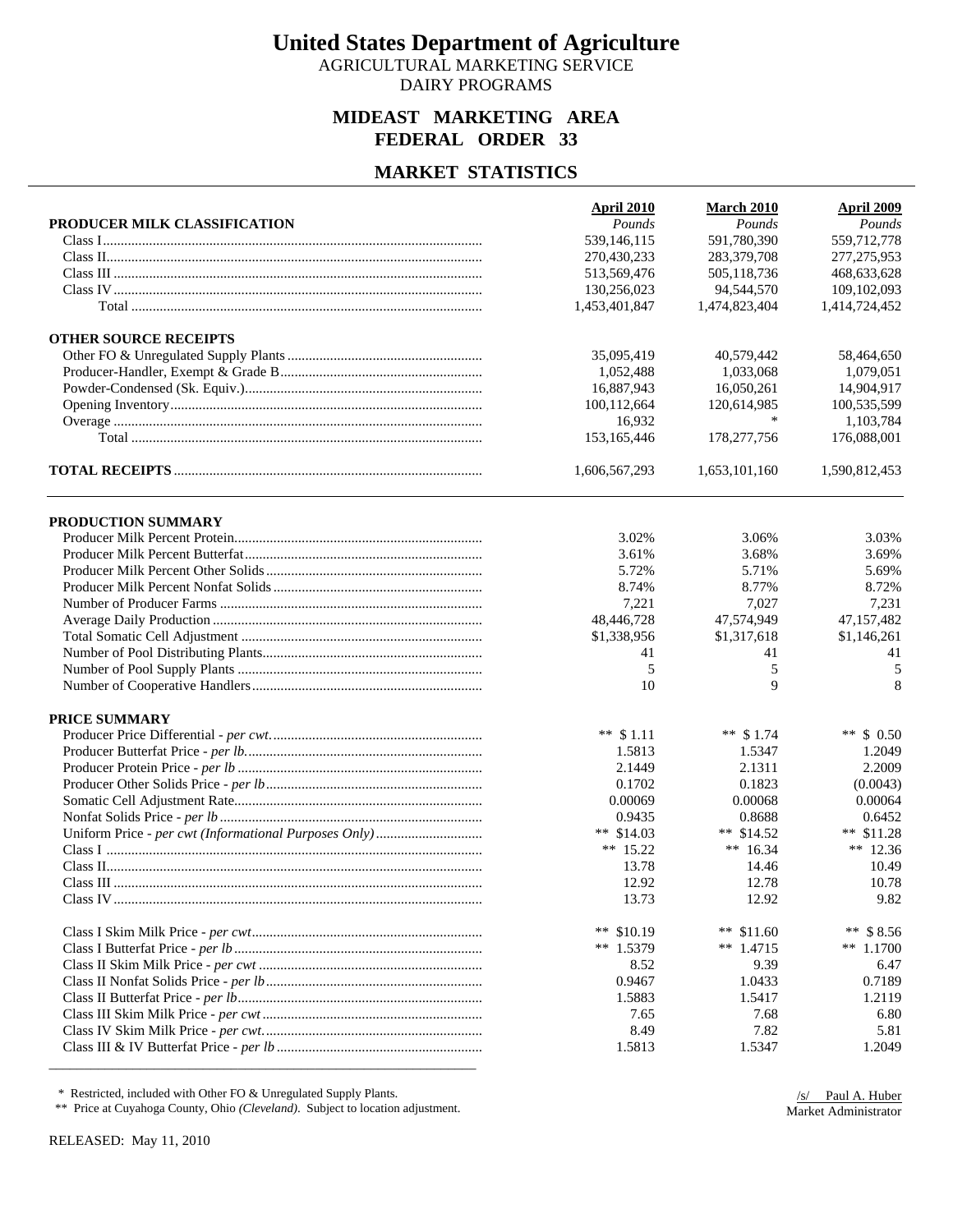# United States Department of Agriculture

AGRICULTURAL MARKETING SERVICE

DAIRY PROGRAMS

## MIDEAST MARKETING AREA
## FEDERAL ORDER 33

## MARKET STATISTICS

| | April 2010 | March 2010 | April 2009 |
|---|---|---|---|
| **PRODUCER MILK CLASSIFICATION** | *Pounds* | *Pounds* | *Pounds* |
| Class I | 539,146,115 | 591,780,390 | 559,712,778 |
| Class II | 270,430,233 | 283,379,708 | 277,275,953 |
| Class III | 513,569,476 | 505,118,736 | 468,633,628 |
| Class IV | 130,256,023 | 94,544,570 | 109,102,093 |
| Total | 1,453,401,847 | 1,474,823,404 | 1,414,724,452 |
| **OTHER SOURCE RECEIPTS** | | | |
| Other FO & Unregulated Supply Plants | 35,095,419 | 40,579,442 | 58,464,650 |
| Producer-Handler, Exempt & Grade B | 1,052,488 | 1,033,068 | 1,079,051 |
| Powder-Condensed (Sk. Equiv.) | 16,887,943 | 16,050,261 | 14,904,917 |
| Opening Inventory | 100,112,664 | 120,614,985 | 100,535,599 |
| Overage | 16,932 | * | 1,103,784 |
| Total | 153,165,446 | 178,277,756 | 176,088,001 |
| **TOTAL RECEIPTS** | 1,606,567,293 | 1,653,101,160 | 1,590,812,453 |

| | April 2010 | March 2010 | April 2009 |
|---|---|---|---|
| **PRODUCTION SUMMARY** | | | |
| Producer Milk Percent Protein | 3.02% | 3.06% | 3.03% |
| Producer Milk Percent Butterfat | 3.61% | 3.68% | 3.69% |
| Producer Milk Percent Other Solids | 5.72% | 5.71% | 5.69% |
| Producer Milk Percent Nonfat Solids | 8.74% | 8.77% | 8.72% |
| Number of Producer Farms | 7,221 | 7,027 | 7,231 |
| Average Daily Production | 48,446,728 | 47,574,949 | 47,157,482 |
| Total Somatic Cell Adjustment | $1,338,956 | $1,317,618 | $1,146,261 |
| Number of Pool Distributing Plants | 41 | 41 | 41 |
| Number of Pool Supply Plants | 5 | 5 | 5 |
| Number of Cooperative Handlers | 10 | 9 | 8 |
| **PRICE SUMMARY** | | | |
| Producer Price Differential - *per cwt.* | ** $ 1.11 | ** $ 1.74 | ** $ 0.50 |
| Producer Butterfat Price - *per lb.* | 1.5813 | 1.5347 | 1.2049 |
| Producer Protein Price - *per lb* | 2.1449 | 2.1311 | 2.2009 |
| Producer Other Solids Price - *per lb* | 0.1702 | 0.1823 | (0.0043) |
| Somatic Cell Adjustment Rate | 0.00069 | 0.00068 | 0.00064 |
| Nonfat Solids Price - *per lb* | 0.9435 | 0.8688 | 0.6452 |
| Uniform Price - *per cwt (Informational Purposes Only)* | ** $14.03 | ** $14.52 | ** $11.28 |
| Class I | ** 15.22 | ** 16.34 | ** 12.36 |
| Class II | 13.78 | 14.46 | 10.49 |
| Class III | 12.92 | 12.78 | 10.78 |
| Class IV | 13.73 | 12.92 | 9.82 |
| Class I Skim Milk Price - *per cwt* | ** $10.19 | ** $11.60 | ** $ 8.56 |
| Class I Butterfat Price - *per lb* | ** 1.5379 | ** 1.4715 | ** 1.1700 |
| Class II Skim Milk Price - *per cwt* | 8.52 | 9.39 | 6.47 |
| Class II Nonfat Solids Price - *per lb* | 0.9467 | 1.0433 | 0.7189 |
| Class II Butterfat Price - *per lb* | 1.5883 | 1.5417 | 1.2119 |
| Class III Skim Milk Price - *per cwt* | 7.65 | 7.68 | 6.80 |
| Class IV Skim Milk Price - *per cwt.* | 8.49 | 7.82 | 5.81 |
| Class III & IV Butterfat Price - *per lb* | 1.5813 | 1.5347 | 1.2049 |

\* Restricted, included with Other FO & Unregulated Supply Plants.

** Price at Cuyahoga County, Ohio *(Cleveland)*. Subject to location adjustment.

/s/ Paul A. Huber
Market Administrator

RELEASED: May 11, 2010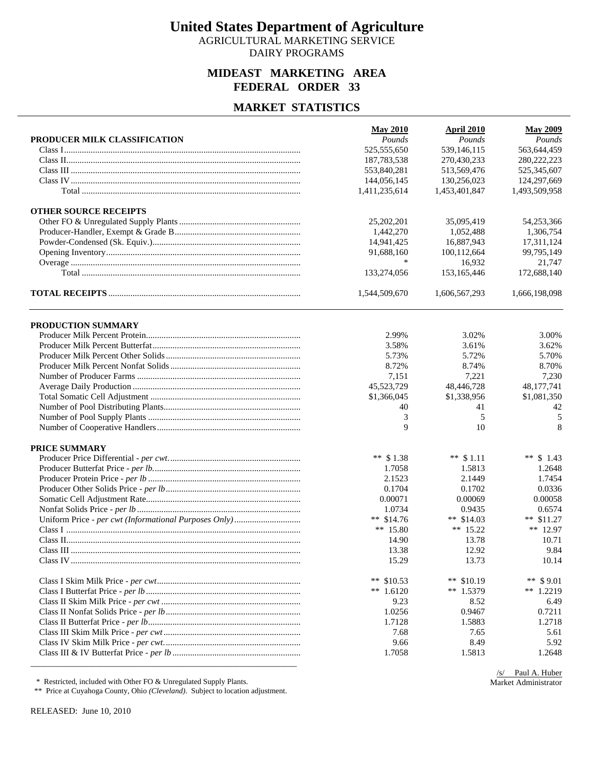# United States Department of Agriculture

AGRICULTURAL MARKETING SERVICE

DAIRY PROGRAMS

## MIDEAST MARKETING AREA
## FEDERAL ORDER 33

## MARKET STATISTICS

| | May 2010 | April 2010 | May 2009 |
|---|---|---|---|
| **PRODUCER MILK CLASSIFICATION** | *Pounds* | *Pounds* | *Pounds* |
| Class I | 525,555,650 | 539,146,115 | 563,644,459 |
| Class II | 187,783,538 | 270,430,233 | 280,222,223 |
| Class III | 553,840,281 | 513,569,476 | 525,345,607 |
| Class IV | 144,056,145 | 130,256,023 | 124,297,669 |
| Total | 1,411,235,614 | 1,453,401,847 | 1,493,509,958 |
| **OTHER SOURCE RECEIPTS** | | | |
| Other FO & Unregulated Supply Plants | 25,202,201 | 35,095,419 | 54,253,366 |
| Producer-Handler, Exempt & Grade B | 1,442,270 | 1,052,488 | 1,306,754 |
| Powder-Condensed (Sk. Equiv.) | 14,941,425 | 16,887,943 | 17,311,124 |
| Opening Inventory | 91,688,160 | 100,112,664 | 99,795,149 |
| Overage | * | 16,932 | 21,747 |
| Total | 133,274,056 | 153,165,446 | 172,688,140 |
| **TOTAL RECEIPTS** | 1,544,509,670 | 1,606,567,293 | 1,666,198,098 |

| | May 2010 | April 2010 | May 2009 |
|---|---|---|---|
| **PRODUCTION SUMMARY** | | | |
| Producer Milk Percent Protein | 2.99% | 3.02% | 3.00% |
| Producer Milk Percent Butterfat | 3.58% | 3.61% | 3.62% |
| Producer Milk Percent Other Solids | 5.73% | 5.72% | 5.70% |
| Producer Milk Percent Nonfat Solids | 8.72% | 8.74% | 8.70% |
| Number of Producer Farms | 7,151 | 7,221 | 7,230 |
| Average Daily Production | 45,523,729 | 48,446,728 | 48,177,741 |
| Total Somatic Cell Adjustment | $1,366,045 | $1,338,956 | $1,081,350 |
| Number of Pool Distributing Plants | 40 | 41 | 42 |
| Number of Pool Supply Plants | 3 | 5 | 5 |
| Number of Cooperative Handlers | 9 | 10 | 8 |
| **PRICE SUMMARY** | | | |
| Producer Price Differential - *per cwt.* | ** $1.38 | ** $1.11 | ** $ 1.43 |
| Producer Butterfat Price - *per lb.* | 1.7058 | 1.5813 | 1.2648 |
| Producer Protein Price - *per lb* | 2.1523 | 2.1449 | 1.7454 |
| Producer Other Solids Price - *per lb* | 0.1704 | 0.1702 | 0.0336 |
| Somatic Cell Adjustment Rate | 0.00071 | 0.00069 | 0.00058 |
| Nonfat Solids Price - *per lb* | 1.0734 | 0.9435 | 0.6574 |
| Uniform Price - *per cwt (Informational Purposes Only)* | ** $14.76 | ** $14.03 | ** $11.27 |
| Class I | ** 15.80 | ** 15.22 | ** 12.97 |
| Class II | 14.90 | 13.78 | 10.71 |
| Class III | 13.38 | 12.92 | 9.84 |
| Class IV | 15.29 | 13.73 | 10.14 |
| Class I Skim Milk Price - *per cwt* | ** $10.53 | ** $10.19 | ** $ 9.01 |
| Class I Butterfat Price - *per lb* | ** 1.6120 | ** 1.5379 | ** 1.2219 |
| Class II Skim Milk Price - *per cwt* | 9.23 | 8.52 | 6.49 |
| Class II Nonfat Solids Price - *per lb* | 1.0256 | 0.9467 | 0.7211 |
| Class II Butterfat Price - *per lb* | 1.7128 | 1.5883 | 1.2718 |
| Class III Skim Milk Price - *per cwt* | 7.68 | 7.65 | 5.61 |
| Class IV Skim Milk Price - *per cwt.* | 9.66 | 8.49 | 5.92 |
| Class III & IV Butterfat Price - *per lb* | 1.7058 | 1.5813 | 1.2648 |

\* Restricted, included with Other FO & Unregulated Supply Plants.

\** Price at Cuyahoga County, Ohio *(Cleveland)*. Subject to location adjustment.

/s/ Paul A. Huber
Market Administrator

RELEASED: June 10, 2010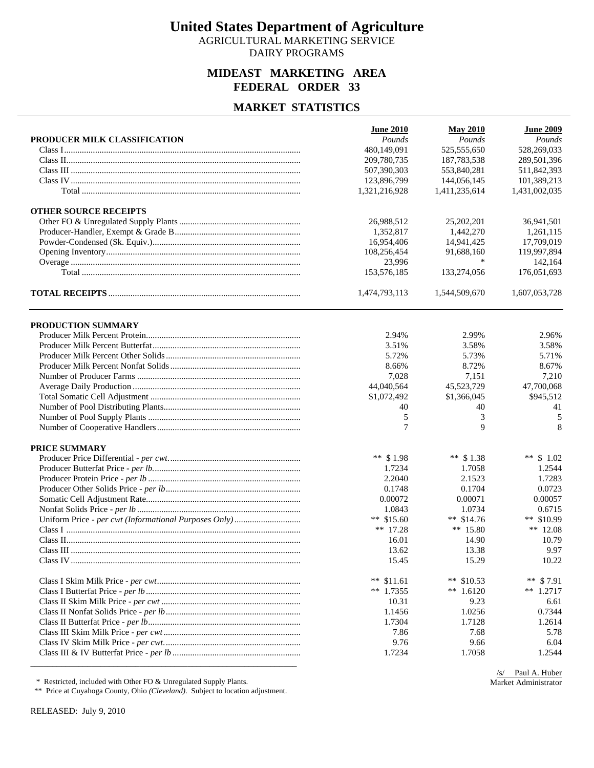# United States Department of Agriculture

AGRICULTURAL MARKETING SERVICE

DAIRY PROGRAMS

## MIDEAST MARKETING AREA
## FEDERAL ORDER 33

## MARKET STATISTICS

| | June 2010 | May 2010 | June 2009 |
|---|---|---|---|
| **PRODUCER MILK CLASSIFICATION** | *Pounds* | *Pounds* | *Pounds* |
| Class I | 480,149,091 | 525,555,650 | 528,269,033 |
| Class II | 209,780,735 | 187,783,538 | 289,501,396 |
| Class III | 507,390,303 | 553,840,281 | 511,842,393 |
| Class IV | 123,896,799 | 144,056,145 | 101,389,213 |
| Total | 1,321,216,928 | 1,411,235,614 | 1,431,002,035 |
| **OTHER SOURCE RECEIPTS** | | | |
| Other FO & Unregulated Supply Plants | 26,988,512 | 25,202,201 | 36,941,501 |
| Producer-Handler, Exempt & Grade B | 1,352,817 | 1,442,270 | 1,261,115 |
| Powder-Condensed (Sk. Equiv.) | 16,954,406 | 14,941,425 | 17,709,019 |
| Opening Inventory | 108,256,454 | 91,688,160 | 119,997,894 |
| Overage | 23,996 | * | 142,164 |
| Total | 153,576,185 | 133,274,056 | 176,051,693 |
| **TOTAL RECEIPTS** | 1,474,793,113 | 1,544,509,670 | 1,607,053,728 |
| **PRODUCTION SUMMARY** | | | |
| Producer Milk Percent Protein | 2.94% | 2.99% | 2.96% |
| Producer Milk Percent Butterfat | 3.51% | 3.58% | 3.58% |
| Producer Milk Percent Other Solids | 5.72% | 5.73% | 5.71% |
| Producer Milk Percent Nonfat Solids | 8.66% | 8.72% | 8.67% |
| Number of Producer Farms | 7,028 | 7,151 | 7,210 |
| Average Daily Production | 44,040,564 | 45,523,729 | 47,700,068 |
| Total Somatic Cell Adjustment | $1,072,492 | $1,366,045 | $945,512 |
| Number of Pool Distributing Plants | 40 | 40 | 41 |
| Number of Pool Supply Plants | 5 | 3 | 5 |
| Number of Cooperative Handlers | 7 | 9 | 8 |
| **PRICE SUMMARY** | | | |
| Producer Price Differential - *per cwt.* | ** $1.98 | ** $1.38 | ** $ 1.02 |
| Producer Butterfat Price - *per lb.* | 1.7234 | 1.7058 | 1.2544 |
| Producer Protein Price - *per lb* | 2.2040 | 2.1523 | 1.7283 |
| Producer Other Solids Price - *per lb* | 0.1748 | 0.1704 | 0.0723 |
| Somatic Cell Adjustment Rate | 0.00072 | 0.00071 | 0.00057 |
| Nonfat Solids Price - *per lb* | 1.0843 | 1.0734 | 0.6715 |
| Uniform Price - *per cwt (Informational Purposes Only)* | ** $15.60 | ** $14.76 | ** $10.99 |
| Class I | ** 17.28 | ** 15.80 | ** 12.08 |
| Class II | 16.01 | 14.90 | 10.79 |
| Class III | 13.62 | 13.38 | 9.97 |
| Class IV | 15.45 | 15.29 | 10.22 |
| Class I Skim Milk Price - *per cwt* | ** $11.61 | ** $10.53 | ** $ 7.91 |
| Class I Butterfat Price - *per lb* | ** 1.7355 | ** 1.6120 | ** 1.2717 |
| Class II Skim Milk Price - *per cwt* | 10.31 | 9.23 | 6.61 |
| Class II Nonfat Solids Price - *per lb* | 1.1456 | 1.0256 | 0.7344 |
| Class II Butterfat Price - *per lb* | 1.7304 | 1.7128 | 1.2614 |
| Class III Skim Milk Price - *per cwt* | 7.86 | 7.68 | 5.78 |
| Class IV Skim Milk Price - *per cwt.* | 9.76 | 9.66 | 6.04 |
| Class III & IV Butterfat Price - *per lb* | 1.7234 | 1.7058 | 1.2544 |

\* Restricted, included with Other FO & Unregulated Supply Plants.

\*\* Price at Cuyahoga County, Ohio *(Cleveland)*. Subject to location adjustment.

/s/ Paul A. Huber
Market Administrator

RELEASED: July 9, 2010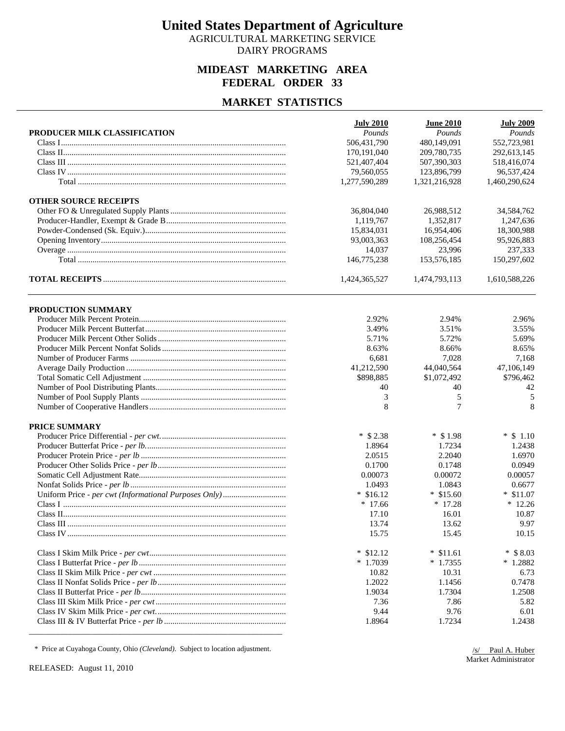# United States Department of Agriculture

AGRICULTURAL MARKETING SERVICE

DAIRY PROGRAMS

## MIDEAST MARKETING AREA
## FEDERAL ORDER 33

## MARKET STATISTICS

| | July 2010 | June 2010 | July 2009 |
|---|---|---|---|
| **PRODUCER MILK CLASSIFICATION** | *Pounds* | *Pounds* | *Pounds* |
| Class I | 506,431,790 | 480,149,091 | 552,723,981 |
| Class II | 170,191,040 | 209,780,735 | 292,613,145 |
| Class III | 521,407,404 | 507,390,303 | 518,416,074 |
| Class IV | 79,560,055 | 123,896,799 | 96,537,424 |
| Total | 1,277,590,289 | 1,321,216,928 | 1,460,290,624 |
| **OTHER SOURCE RECEIPTS** | | | |
| Other FO & Unregulated Supply Plants | 36,804,040 | 26,988,512 | 34,584,762 |
| Producer-Handler, Exempt & Grade B | 1,119,767 | 1,352,817 | 1,247,636 |
| Powder-Condensed (Sk. Equiv.) | 15,834,031 | 16,954,406 | 18,300,988 |
| Opening Inventory | 93,003,363 | 108,256,454 | 95,926,883 |
| Overage | 14,037 | 23,996 | 237,333 |
| Total | 146,775,238 | 153,576,185 | 150,297,602 |
| **TOTAL RECEIPTS** | 1,424,365,527 | 1,474,793,113 | 1,610,588,226 |

| | July 2010 | June 2010 | July 2009 |
|---|---|---|---|
| **PRODUCTION SUMMARY** | | | |
| Producer Milk Percent Protein | 2.92% | 2.94% | 2.96% |
| Producer Milk Percent Butterfat | 3.49% | 3.51% | 3.55% |
| Producer Milk Percent Other Solids | 5.71% | 5.72% | 5.69% |
| Producer Milk Percent Nonfat Solids | 8.63% | 8.66% | 8.65% |
| Number of Producer Farms | 6,681 | 7,028 | 7,168 |
| Average Daily Production | 41,212,590 | 44,040,564 | 47,106,149 |
| Total Somatic Cell Adjustment | $898,885 | $1,072,492 | $796,462 |
| Number of Pool Distributing Plants | 40 | 40 | 42 |
| Number of Pool Supply Plants | 3 | 5 | 5 |
| Number of Cooperative Handlers | 8 | 7 | 8 |
| **PRICE SUMMARY** | | | |
| Producer Price Differential - *per cwt.* | * $2.38 | * $1.98 | * $ 1.10 |
| Producer Butterfat Price - *per lb.* | 1.8964 | 1.7234 | 1.2438 |
| Producer Protein Price - *per lb* | 2.0515 | 2.2040 | 1.6970 |
| Producer Other Solids Price - *per lb* | 0.1700 | 0.1748 | 0.0949 |
| Somatic Cell Adjustment Rate | 0.00073 | 0.00072 | 0.00057 |
| Nonfat Solids Price - *per lb* | 1.0493 | 1.0843 | 0.6677 |
| Uniform Price - *per cwt (Informational Purposes Only)* | * $16.12 | * $15.60 | * $11.07 |
| Class I | * 17.66 | * 17.28 | * 12.26 |
| Class II | 17.10 | 16.01 | 10.87 |
| Class III | 13.74 | 13.62 | 9.97 |
| Class IV | 15.75 | 15.45 | 10.15 |
| Class I Skim Milk Price - *per cwt* | * $12.12 | * $11.61 | * $ 8.03 |
| Class I Butterfat Price - *per lb* | * 1.7039 | * 1.7355 | * 1.2882 |
| Class II Skim Milk Price - *per cwt* | 10.82 | 10.31 | 6.73 |
| Class II Nonfat Solids Price - *per lb* | 1.2022 | 1.1456 | 0.7478 |
| Class II Butterfat Price - *per lb* | 1.9034 | 1.7304 | 1.2508 |
| Class III Skim Milk Price - *per cwt* | 7.36 | 7.86 | 5.82 |
| Class IV Skim Milk Price - *per cwt.* | 9.44 | 9.76 | 6.01 |
| Class III & IV Butterfat Price - *per lb* | 1.8964 | 1.7234 | 1.2438 |

\* Price at Cuyahoga County, Ohio *(Cleveland)*. Subject to location adjustment.

/s/ Paul A. Huber
Market Administrator

RELEASED: August 11, 2010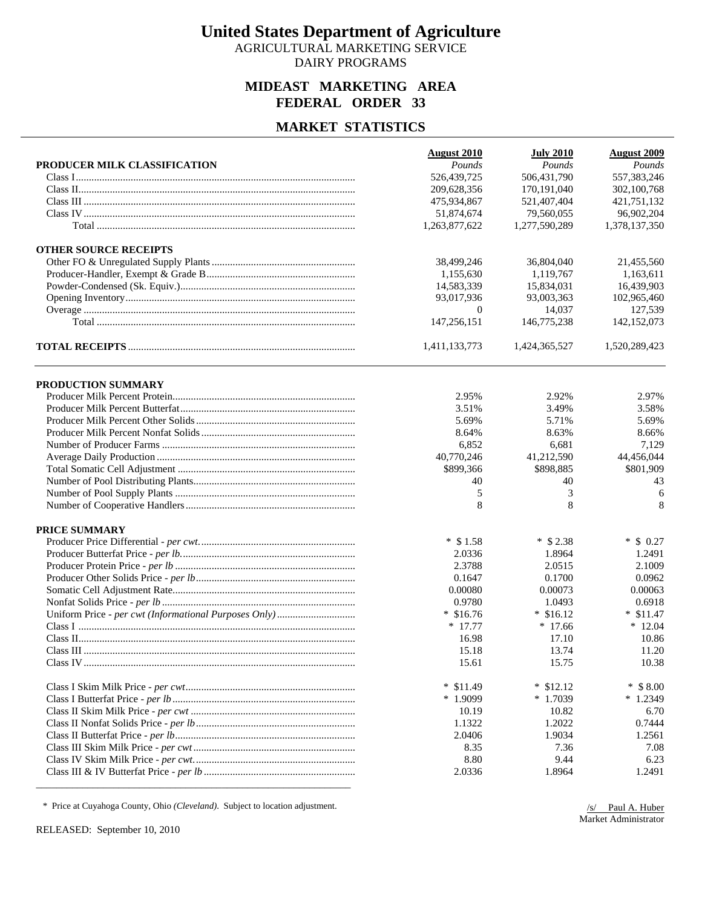# United States Department of Agriculture

AGRICULTURAL MARKETING SERVICE
DAIRY PROGRAMS

## MIDEAST MARKETING AREA
## FEDERAL ORDER 33

## MARKET STATISTICS

| | August 2010 | July 2010 | August 2009 |
|---|---|---|---|
| **PRODUCER MILK CLASSIFICATION** | *Pounds* | *Pounds* | *Pounds* |
| Class I | 526,439,725 | 506,431,790 | 557,383,246 |
| Class II | 209,628,356 | 170,191,040 | 302,100,768 |
| Class III | 475,934,867 | 521,407,404 | 421,751,132 |
| Class IV | 51,874,674 | 79,560,055 | 96,902,204 |
| Total | 1,263,877,622 | 1,277,590,289 | 1,378,137,350 |
| **OTHER SOURCE RECEIPTS** | | | |
| Other FO & Unregulated Supply Plants | 38,499,246 | 36,804,040 | 21,455,560 |
| Producer-Handler, Exempt & Grade B | 1,155,630 | 1,119,767 | 1,163,611 |
| Powder-Condensed (Sk. Equiv.) | 14,583,339 | 15,834,031 | 16,439,903 |
| Opening Inventory | 93,017,936 | 93,003,363 | 102,965,460 |
| Overage | 0 | 14,037 | 127,539 |
| Total | 147,256,151 | 146,775,238 | 142,152,073 |
| **TOTAL RECEIPTS** | 1,411,133,773 | 1,424,365,527 | 1,520,289,423 |

| | August 2010 | July 2010 | August 2009 |
|---|---|---|---|
| **PRODUCTION SUMMARY** | | | |
| Producer Milk Percent Protein | 2.95% | 2.92% | 2.97% |
| Producer Milk Percent Butterfat | 3.51% | 3.49% | 3.58% |
| Producer Milk Percent Other Solids | 5.69% | 5.71% | 5.69% |
| Producer Milk Percent Nonfat Solids | 8.64% | 8.63% | 8.66% |
| Number of Producer Farms | 6,852 | 6,681 | 7,129 |
| Average Daily Production | 40,770,246 | 41,212,590 | 44,456,044 |
| Total Somatic Cell Adjustment | $899,366 | $898,885 | $801,909 |
| Number of Pool Distributing Plants | 40 | 40 | 43 |
| Number of Pool Supply Plants | 5 | 3 | 6 |
| Number of Cooperative Handlers | 8 | 8 | 8 |
| **PRICE SUMMARY** | | | |
| Producer Price Differential - *per cwt.* | * $1.58 | * $2.38 | * $ 0.27 |
| Producer Butterfat Price - *per lb.* | 2.0336 | 1.8964 | 1.2491 |
| Producer Protein Price - *per lb* | 2.3788 | 2.0515 | 2.1009 |
| Producer Other Solids Price - *per lb* | 0.1647 | 0.1700 | 0.0962 |
| Somatic Cell Adjustment Rate | 0.00080 | 0.00073 | 0.00063 |
| Nonfat Solids Price - *per lb* | 0.9780 | 1.0493 | 0.6918 |
| Uniform Price - *per cwt (Informational Purposes Only)* | * $16.76 | * $16.12 | * $11.47 |
| Class I | * 17.77 | * 17.66 | * 12.04 |
| Class II | 16.98 | 17.10 | 10.86 |
| Class III | 15.18 | 13.74 | 11.20 |
| Class IV | 15.61 | 15.75 | 10.38 |
| Class I Skim Milk Price - *per cwt* | * $11.49 | * $12.12 | * $ 8.00 |
| Class I Butterfat Price - *per lb* | * 1.9099 | * 1.7039 | * 1.2349 |
| Class II Skim Milk Price - *per cwt* | 10.19 | 10.82 | 6.70 |
| Class II Nonfat Solids Price - *per lb* | 1.1322 | 1.2022 | 0.7444 |
| Class II Butterfat Price - *per lb* | 2.0406 | 1.9034 | 1.2561 |
| Class III Skim Milk Price - *per cwt* | 8.35 | 7.36 | 7.08 |
| Class IV Skim Milk Price - *per cwt.* | 8.80 | 9.44 | 6.23 |
| Class III & IV Butterfat Price - *per lb* | 2.0336 | 1.8964 | 1.2491 |

\* Price at Cuyahoga County, Ohio *(Cleveland)*. Subject to location adjustment.

/s/ Paul A. Huber
Market Administrator

RELEASED: September 10, 2010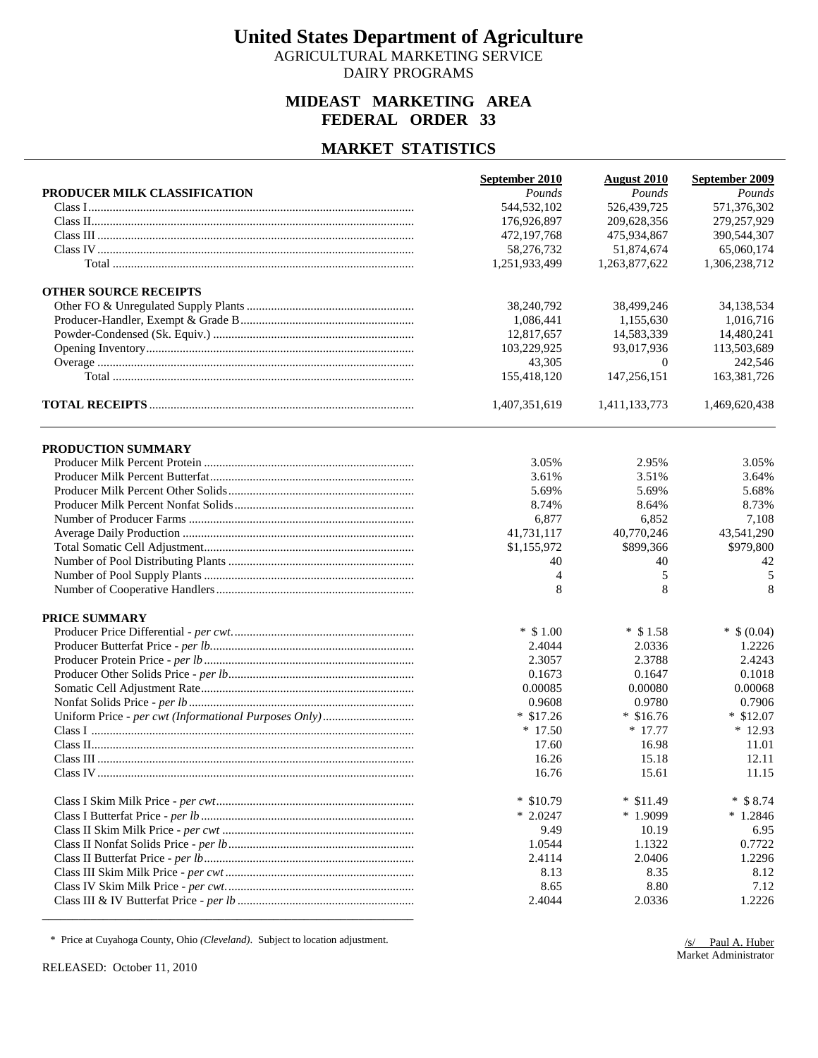# United States Department of Agriculture

AGRICULTURAL MARKETING SERVICE

DAIRY PROGRAMS

## MIDEAST MARKETING AREA
## FEDERAL ORDER 33

## MARKET STATISTICS

| | September 2010 | August 2010 | September 2009 |
|---|---|---|---|
| **PRODUCER MILK CLASSIFICATION** | *Pounds* | *Pounds* | *Pounds* |
| Class I | 544,532,102 | 526,439,725 | 571,376,302 |
| Class II | 176,926,897 | 209,628,356 | 279,257,929 |
| Class III | 472,197,768 | 475,934,867 | 390,544,307 |
| Class IV | 58,276,732 | 51,874,674 | 65,060,174 |
| Total | 1,251,933,499 | 1,263,877,622 | 1,306,238,712 |
| **OTHER SOURCE RECEIPTS** | | | |
| Other FO & Unregulated Supply Plants | 38,240,792 | 38,499,246 | 34,138,534 |
| Producer-Handler, Exempt & Grade B | 1,086,441 | 1,155,630 | 1,016,716 |
| Powder-Condensed (Sk. Equiv.) | 12,817,657 | 14,583,339 | 14,480,241 |
| Opening Inventory | 103,229,925 | 93,017,936 | 113,503,689 |
| Overage | 43,305 | 0 | 242,546 |
| Total | 155,418,120 | 147,256,151 | 163,381,726 |
| **TOTAL RECEIPTS** | 1,407,351,619 | 1,411,133,773 | 1,469,620,438 |

| | September 2010 | August 2010 | September 2009 |
|---|---|---|---|
| **PRODUCTION SUMMARY** | | | |
| Producer Milk Percent Protein | 3.05% | 2.95% | 3.05% |
| Producer Milk Percent Butterfat | 3.61% | 3.51% | 3.64% |
| Producer Milk Percent Other Solids | 5.69% | 5.69% | 5.68% |
| Producer Milk Percent Nonfat Solids | 8.74% | 8.64% | 8.73% |
| Number of Producer Farms | 6,877 | 6,852 | 7,108 |
| Average Daily Production | 41,731,117 | 40,770,246 | 43,541,290 |
| Total Somatic Cell Adjustment | $1,155,972 | $899,366 | $979,800 |
| Number of Pool Distributing Plants | 40 | 40 | 42 |
| Number of Pool Supply Plants | 4 | 5 | 5 |
| Number of Cooperative Handlers | 8 | 8 | 8 |
| **PRICE SUMMARY** | | | |
| Producer Price Differential - *per cwt.* | * $1.00 | * $1.58 | * $(0.04) |
| Producer Butterfat Price - *per lb.* | 2.4044 | 2.0336 | 1.2226 |
| Producer Protein Price - *per lb* | 2.3057 | 2.3788 | 2.4243 |
| Producer Other Solids Price - *per lb* | 0.1673 | 0.1647 | 0.1018 |
| Somatic Cell Adjustment Rate | 0.00085 | 0.00080 | 0.00068 |
| Nonfat Solids Price - *per lb* | 0.9608 | 0.9780 | 0.7906 |
| Uniform Price - *per cwt (Informational Purposes Only)* | * $17.26 | * $16.76 | * $12.07 |
| Class I | * 17.50 | * 17.77 | * 12.93 |
| Class II | 17.60 | 16.98 | 11.01 |
| Class III | 16.26 | 15.18 | 12.11 |
| Class IV | 16.76 | 15.61 | 11.15 |
| Class I Skim Milk Price - *per cwt* | * $10.79 | * $11.49 | * $8.74 |
| Class I Butterfat Price - *per lb* | * 2.0247 | * 1.9099 | * 1.2846 |
| Class II Skim Milk Price - *per cwt* | 9.49 | 10.19 | 6.95 |
| Class II Nonfat Solids Price - *per lb* | 1.0544 | 1.1322 | 0.7722 |
| Class II Butterfat Price - *per lb* | 2.4114 | 2.0406 | 1.2296 |
| Class III Skim Milk Price - *per cwt* | 8.13 | 8.35 | 8.12 |
| Class IV Skim Milk Price - *per cwt.* | 8.65 | 8.80 | 7.12 |
| Class III & IV Butterfat Price - *per lb* | 2.4044 | 2.0336 | 1.2226 |

\* Price at Cuyahoga County, Ohio *(Cleveland)*. Subject to location adjustment.

/s/ Paul A. Huber
Market Administrator

RELEASED: October 11, 2010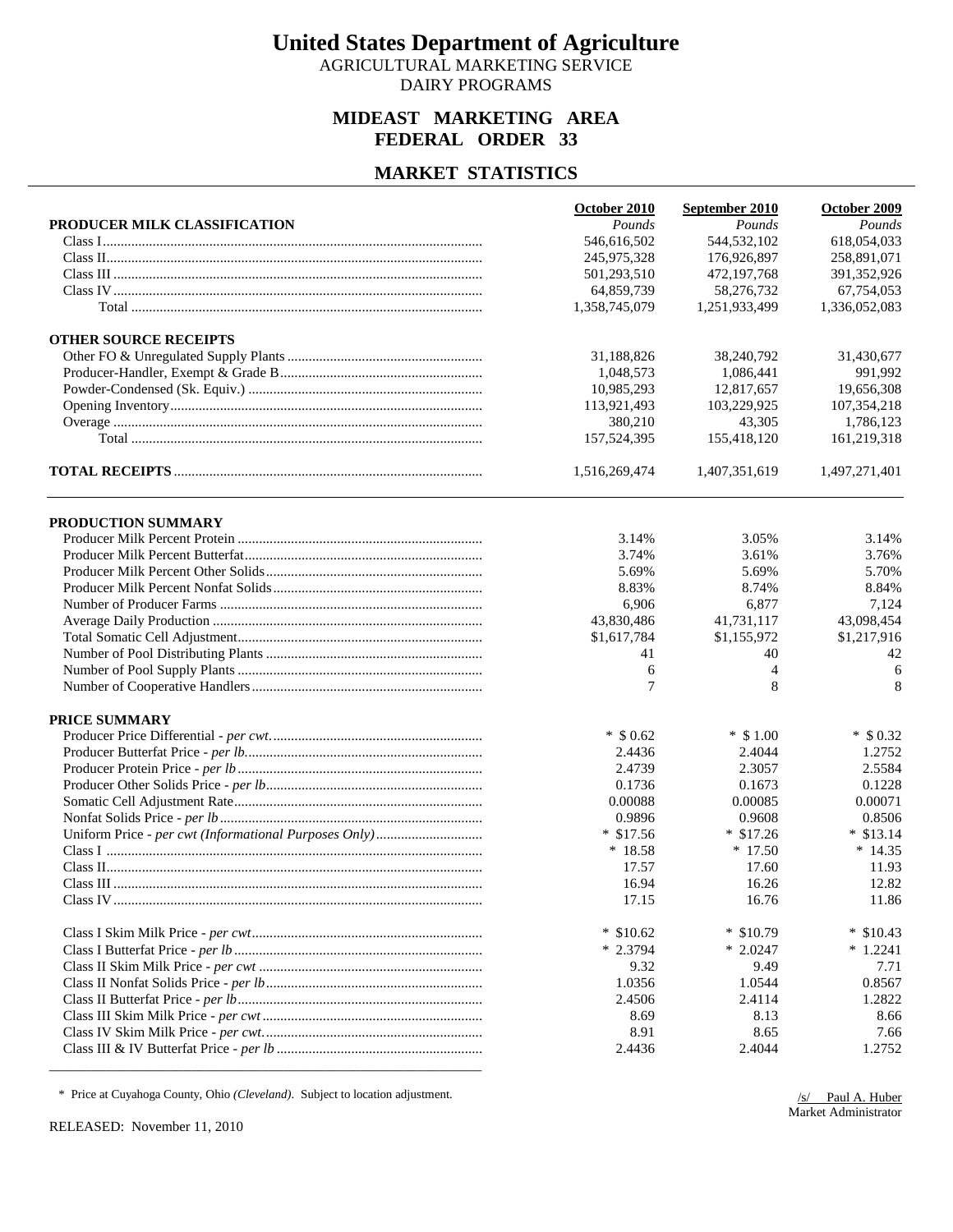# United States Department of Agriculture

AGRICULTURAL MARKETING SERVICE

DAIRY PROGRAMS

## MIDEAST MARKETING AREA
## FEDERAL ORDER 33

## MARKET STATISTICS

| | October 2010 | September 2010 | October 2009 |
|---|---|---|---|
| **PRODUCER MILK CLASSIFICATION** | *Pounds* | *Pounds* | *Pounds* |
| Class I | 546,616,502 | 544,532,102 | 618,054,033 |
| Class II | 245,975,328 | 176,926,897 | 258,891,071 |
| Class III | 501,293,510 | 472,197,768 | 391,352,926 |
| Class IV | 64,859,739 | 58,276,732 | 67,754,053 |
| Total | 1,358,745,079 | 1,251,933,499 | 1,336,052,083 |
| **OTHER SOURCE RECEIPTS** | | | |
| Other FO & Unregulated Supply Plants | 31,188,826 | 38,240,792 | 31,430,677 |
| Producer-Handler, Exempt & Grade B | 1,048,573 | 1,086,441 | 991,992 |
| Powder-Condensed (Sk. Equiv.) | 10,985,293 | 12,817,657 | 19,656,308 |
| Opening Inventory | 113,921,493 | 103,229,925 | 107,354,218 |
| Overage | 380,210 | 43,305 | 1,786,123 |
| Total | 157,524,395 | 155,418,120 | 161,219,318 |
| **TOTAL RECEIPTS** | 1,516,269,474 | 1,407,351,619 | 1,497,271,401 |
| **PRODUCTION SUMMARY** | | | |
| Producer Milk Percent Protein | 3.14% | 3.05% | 3.14% |
| Producer Milk Percent Butterfat | 3.74% | 3.61% | 3.76% |
| Producer Milk Percent Other Solids | 5.69% | 5.69% | 5.70% |
| Producer Milk Percent Nonfat Solids | 8.83% | 8.74% | 8.84% |
| Number of Producer Farms | 6,906 | 6,877 | 7,124 |
| Average Daily Production | 43,830,486 | 41,731,117 | 43,098,454 |
| Total Somatic Cell Adjustment | $1,617,784 | $1,155,972 | $1,217,916 |
| Number of Pool Distributing Plants | 41 | 40 | 42 |
| Number of Pool Supply Plants | 6 | 4 | 6 |
| Number of Cooperative Handlers | 7 | 8 | 8 |
| **PRICE SUMMARY** | | | |
| Producer Price Differential - *per cwt.* | * $0.62 | * $1.00 | * $0.32 |
| Producer Butterfat Price - *per lb.* | 2.4436 | 2.4044 | 1.2752 |
| Producer Protein Price - *per lb* | 2.4739 | 2.3057 | 2.5584 |
| Producer Other Solids Price - *per lb* | 0.1736 | 0.1673 | 0.1228 |
| Somatic Cell Adjustment Rate | 0.00088 | 0.00085 | 0.00071 |
| Nonfat Solids Price - *per lb* | 0.9896 | 0.9608 | 0.8506 |
| Uniform Price - *per cwt (Informational Purposes Only)* | * $17.56 | * $17.26 | * $13.14 |
| Class I | * 18.58 | * 17.50 | * 14.35 |
| Class II | 17.57 | 17.60 | 11.93 |
| Class III | 16.94 | 16.26 | 12.82 |
| Class IV | 17.15 | 16.76 | 11.86 |
| Class I Skim Milk Price - *per cwt* | * $10.62 | * $10.79 | * $10.43 |
| Class I Butterfat Price - *per lb* | * 2.3794 | * 2.0247 | * 1.2241 |
| Class II Skim Milk Price - *per cwt* | 9.32 | 9.49 | 7.71 |
| Class II Nonfat Solids Price - *per lb* | 1.0356 | 1.0544 | 0.8567 |
| Class II Butterfat Price - *per lb* | 2.4506 | 2.4114 | 1.2822 |
| Class III Skim Milk Price - *per cwt* | 8.69 | 8.13 | 8.66 |
| Class IV Skim Milk Price - *per cwt.* | 8.91 | 8.65 | 7.66 |
| Class III & IV Butterfat Price - *per lb* | 2.4436 | 2.4044 | 1.2752 |

\* Price at Cuyahoga County, Ohio *(Cleveland)*. Subject to location adjustment.

/s/ Paul A. Huber
Market Administrator

RELEASED: November 11, 2010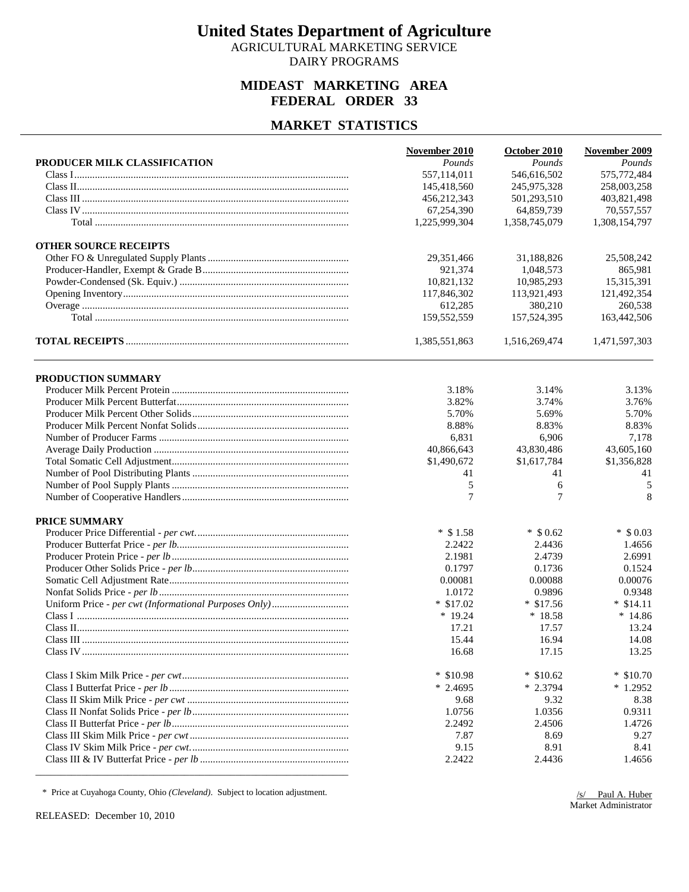# United States Department of Agriculture

AGRICULTURAL MARKETING SERVICE
DAIRY PROGRAMS

## MIDEAST MARKETING AREA
## FEDERAL ORDER 33

## MARKET STATISTICS

| | November 2010 | October 2010 | November 2009 |
|---|---|---|---|
| **PRODUCER MILK CLASSIFICATION** | *Pounds* | *Pounds* | *Pounds* |
| Class I | 557,114,011 | 546,616,502 | 575,772,484 |
| Class II | 145,418,560 | 245,975,328 | 258,003,258 |
| Class III | 456,212,343 | 501,293,510 | 403,821,498 |
| Class IV | 67,254,390 | 64,859,739 | 70,557,557 |
| Total | 1,225,999,304 | 1,358,745,079 | 1,308,154,797 |
| **OTHER SOURCE RECEIPTS** | | | |
| Other FO & Unregulated Supply Plants | 29,351,466 | 31,188,826 | 25,508,242 |
| Producer-Handler, Exempt & Grade B | 921,374 | 1,048,573 | 865,981 |
| Powder-Condensed (Sk. Equiv.) | 10,821,132 | 10,985,293 | 15,315,391 |
| Opening Inventory | 117,846,302 | 113,921,493 | 121,492,354 |
| Overage | 612,285 | 380,210 | 260,538 |
| Total | 159,552,559 | 157,524,395 | 163,442,506 |
| **TOTAL RECEIPTS** | 1,385,551,863 | 1,516,269,474 | 1,471,597,303 |

| | November 2010 | October 2010 | November 2009 |
|---|---|---|---|
| **PRODUCTION SUMMARY** | | | |
| Producer Milk Percent Protein | 3.18% | 3.14% | 3.13% |
| Producer Milk Percent Butterfat | 3.82% | 3.74% | 3.76% |
| Producer Milk Percent Other Solids | 5.70% | 5.69% | 5.70% |
| Producer Milk Percent Nonfat Solids | 8.88% | 8.83% | 8.83% |
| Number of Producer Farms | 6,831 | 6,906 | 7,178 |
| Average Daily Production | 40,866,643 | 43,830,486 | 43,605,160 |
| Total Somatic Cell Adjustment | $1,490,672 | $1,617,784 | $1,356,828 |
| Number of Pool Distributing Plants | 41 | 41 | 41 |
| Number of Pool Supply Plants | 5 | 6 | 5 |
| Number of Cooperative Handlers | 7 | 7 | 8 |
| **PRICE SUMMARY** | | | |
| Producer Price Differential - *per cwt.* | * $1.58 | * $0.62 | * $0.03 |
| Producer Butterfat Price - *per lb.* | 2.2422 | 2.4436 | 1.4656 |
| Producer Protein Price - *per lb* | 2.1981 | 2.4739 | 2.6991 |
| Producer Other Solids Price - *per lb* | 0.1797 | 0.1736 | 0.1524 |
| Somatic Cell Adjustment Rate | 0.00081 | 0.00088 | 0.00076 |
| Nonfat Solids Price - *per lb* | 1.0172 | 0.9896 | 0.9348 |
| Uniform Price - *per cwt (Informational Purposes Only)* | * $17.02 | * $17.56 | * $14.11 |
| Class I | * 19.24 | * 18.58 | * 14.86 |
| Class II | 17.21 | 17.57 | 13.24 |
| Class III | 15.44 | 16.94 | 14.08 |
| Class IV | 16.68 | 17.15 | 13.25 |
| Class I Skim Milk Price - *per cwt* | * $10.98 | * $10.62 | * $10.70 |
| Class I Butterfat Price - *per lb* | * 2.4695 | * 2.3794 | * 1.2952 |
| Class II Skim Milk Price - *per cwt* | 9.68 | 9.32 | 8.38 |
| Class II Nonfat Solids Price - *per lb* | 1.0756 | 1.0356 | 0.9311 |
| Class II Butterfat Price - *per lb* | 2.2492 | 2.4506 | 1.4726 |
| Class III Skim Milk Price - *per cwt* | 7.87 | 8.69 | 9.27 |
| Class IV Skim Milk Price - *per cwt.* | 9.15 | 8.91 | 8.41 |
| Class III & IV Butterfat Price - *per lb* | 2.2422 | 2.4436 | 1.4656 |

\* Price at Cuyahoga County, Ohio *(Cleveland)*. Subject to location adjustment.

/s/ Paul A. Huber
Market Administrator

RELEASED: December 10, 2010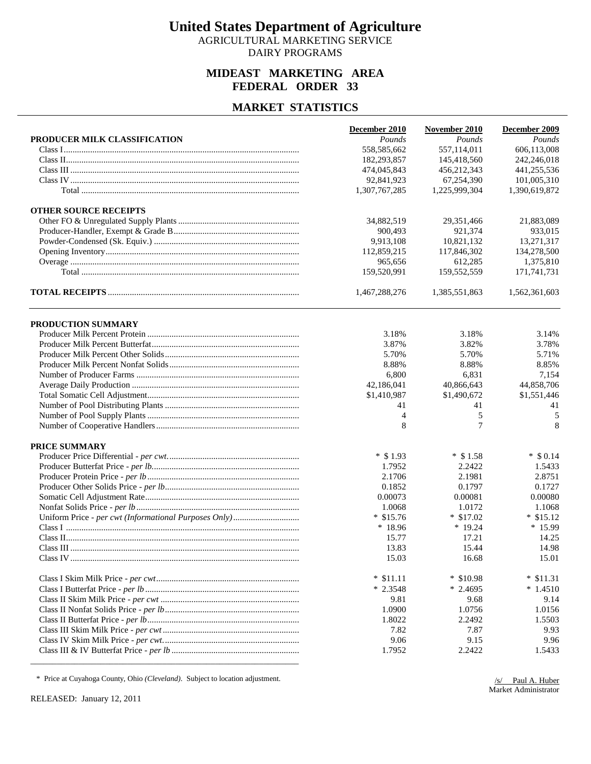# United States Department of Agriculture

AGRICULTURAL MARKETING SERVICE
DAIRY PROGRAMS

## MIDEAST MARKETING AREA
## FEDERAL ORDER 33

## MARKET STATISTICS

| | December 2010 | November 2010 | December 2009 |
|---|---|---|---|
| **PRODUCER MILK CLASSIFICATION** | *Pounds* | *Pounds* | *Pounds* |
| Class I | 558,585,662 | 557,114,011 | 606,113,008 |
| Class II | 182,293,857 | 145,418,560 | 242,246,018 |
| Class III | 474,045,843 | 456,212,343 | 441,255,536 |
| Class IV | 92,841,923 | 67,254,390 | 101,005,310 |
| Total | 1,307,767,285 | 1,225,999,304 | 1,390,619,872 |
| **OTHER SOURCE RECEIPTS** | | | |
| Other FO & Unregulated Supply Plants | 34,882,519 | 29,351,466 | 21,883,089 |
| Producer-Handler, Exempt & Grade B | 900,493 | 921,374 | 933,015 |
| Powder-Condensed (Sk. Equiv.) | 9,913,108 | 10,821,132 | 13,271,317 |
| Opening Inventory | 112,859,215 | 117,846,302 | 134,278,500 |
| Overage | 965,656 | 612,285 | 1,375,810 |
| Total | 159,520,991 | 159,552,559 | 171,741,731 |
| **TOTAL RECEIPTS** | 1,467,288,276 | 1,385,551,863 | 1,562,361,603 |

| | December 2010 | November 2010 | December 2009 |
|---|---|---|---|
| **PRODUCTION SUMMARY** | | | |
| Producer Milk Percent Protein | 3.18% | 3.18% | 3.14% |
| Producer Milk Percent Butterfat | 3.87% | 3.82% | 3.78% |
| Producer Milk Percent Other Solids | 5.70% | 5.70% | 5.71% |
| Producer Milk Percent Nonfat Solids | 8.88% | 8.88% | 8.85% |
| Number of Producer Farms | 6,800 | 6,831 | 7,154 |
| Average Daily Production | 42,186,041 | 40,866,643 | 44,858,706 |
| Total Somatic Cell Adjustment | $1,410,987 | $1,490,672 | $1,551,446 |
| Number of Pool Distributing Plants | 41 | 41 | 41 |
| Number of Pool Supply Plants | 4 | 5 | 5 |
| Number of Cooperative Handlers | 8 | 7 | 8 |
| **PRICE SUMMARY** | | | |
| Producer Price Differential - *per cwt.* | * $1.93 | * $1.58 | * $0.14 |
| Producer Butterfat Price - *per lb.* | 1.7952 | 2.2422 | 1.5433 |
| Producer Protein Price - *per lb* | 2.1706 | 2.1981 | 2.8751 |
| Producer Other Solids Price - *per lb* | 0.1852 | 0.1797 | 0.1727 |
| Somatic Cell Adjustment Rate | 0.00073 | 0.00081 | 0.00080 |
| Nonfat Solids Price - *per lb* | 1.0068 | 1.0172 | 1.1068 |
| Uniform Price - *per cwt (Informational Purposes Only)* | * $15.76 | * $17.02 | * $15.12 |
| Class I | * 18.96 | * 19.24 | * 15.99 |
| Class II | 15.77 | 17.21 | 14.25 |
| Class III | 13.83 | 15.44 | 14.98 |
| Class IV | 15.03 | 16.68 | 15.01 |
| Class I Skim Milk Price - *per cwt* | * $11.11 | * $10.98 | * $11.31 |
| Class I Butterfat Price - *per lb* | * 2.3548 | * 2.4695 | * 1.4510 |
| Class II Skim Milk Price - *per cwt* | 9.81 | 9.68 | 9.14 |
| Class II Nonfat Solids Price - *per lb* | 1.0900 | 1.0756 | 1.0156 |
| Class II Butterfat Price - *per lb* | 1.8022 | 2.2492 | 1.5503 |
| Class III Skim Milk Price - *per cwt* | 7.82 | 7.87 | 9.93 |
| Class IV Skim Milk Price - *per cwt.* | 9.06 | 9.15 | 9.96 |
| Class III & IV Butterfat Price - *per lb* | 1.7952 | 2.2422 | 1.5433 |

\* Price at Cuyahoga County, Ohio *(Cleveland)*. Subject to location adjustment.

/s/ Paul A. Huber
Market Administrator

RELEASED: January 12, 2011